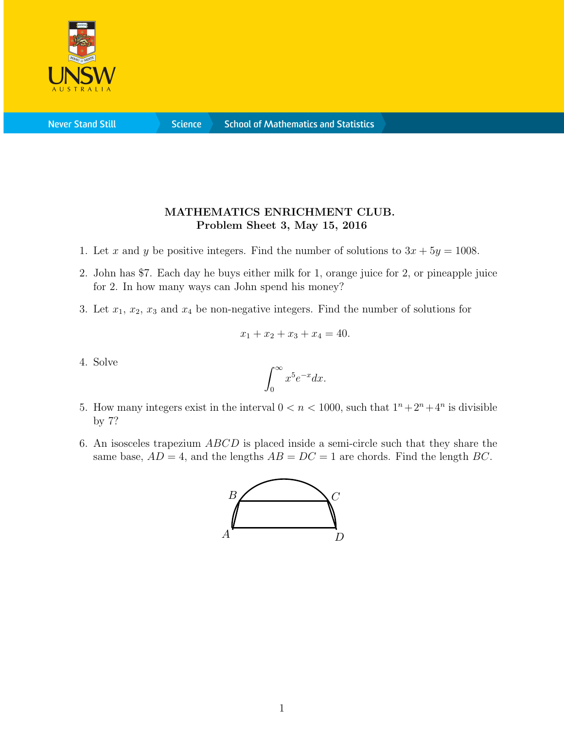UNSW AUSTRALIA

Never Stand Still | Science | School of Mathematics and Statistics

**MATHEMATICS ENRICHMENT CLUB.**
**Problem Sheet 3, May 15, 2016**

1. Let $x$ and $y$ be positive integers. Find the number of solutions to $3x + 5y = 1008$.

2. John has \$7. Each day he buys either milk for 1, orange juice for 2, or pineapple juice for 2. In how many ways can John spend his money?

3. Let $x_1$, $x_2$, $x_3$ and $x_4$ be non-negative integers. Find the number of solutions for

$$x_1 + x_2 + x_3 + x_4 = 40.$$

4. Solve

$$\int_0^\infty x^5 e^{-x} dx.$$

5. How many integers exist in the interval $0 < n < 1000$, such that $1^n + 2^n + 4^n$ is divisible by 7?

6. An isosceles trapezium $ABCD$ is placed inside a semi-circle such that they share the same base, $AD = 4$, and the lengths $AB = DC = 1$ are chords. Find the length $BC$.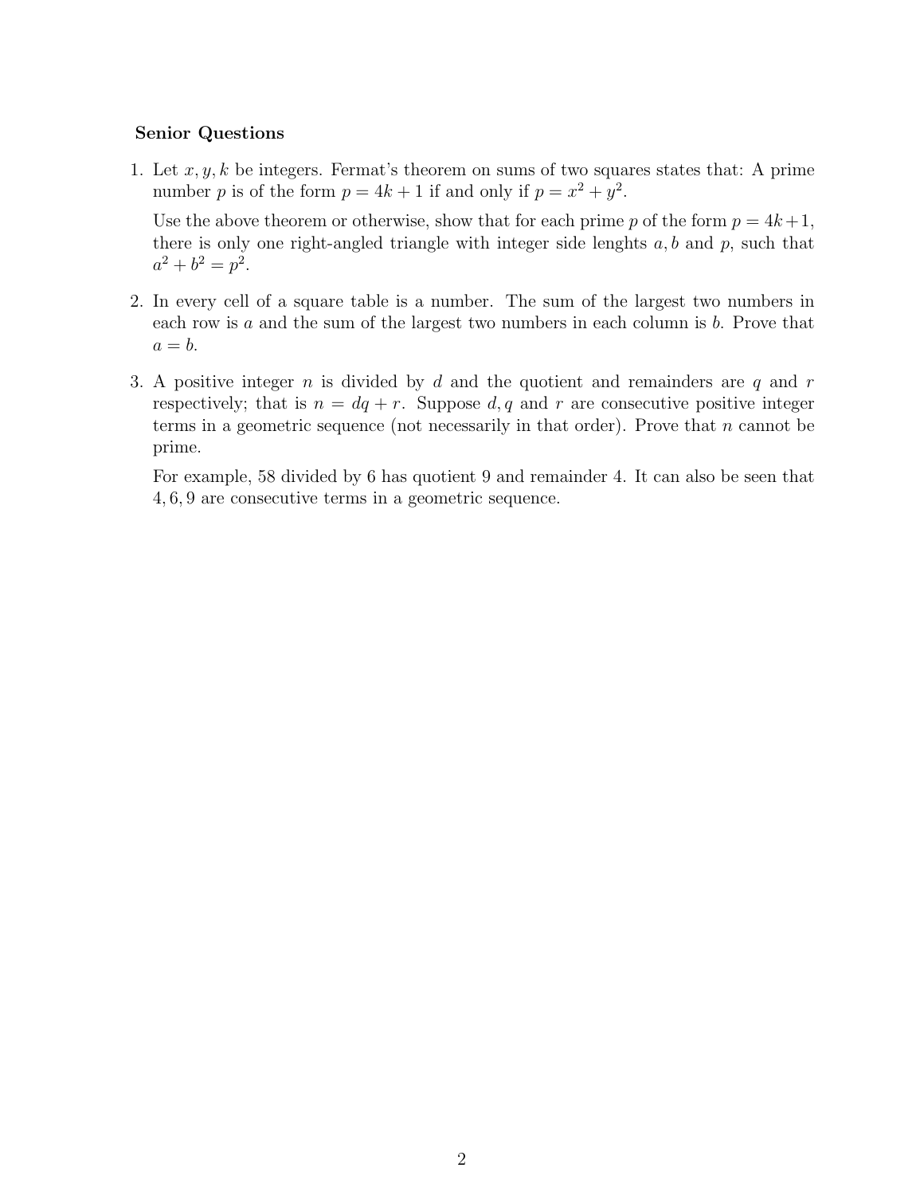**Senior Questions**

1. Let $x, y, k$ be integers. Fermat's theorem on sums of two squares states that: A prime number $p$ is of the form $p = 4k + 1$ if and only if $p = x^2 + y^2$.

   Use the above theorem or otherwise, show that for each prime $p$ of the form $p = 4k+1$, there is only one right-angled triangle with integer side lenghts $a, b$ and $p$, such that $a^2 + b^2 = p^2$.

2. In every cell of a square table is a number. The sum of the largest two numbers in each row is $a$ and the sum of the largest two numbers in each column is $b$. Prove that $a = b$.

3. A positive integer $n$ is divided by $d$ and the quotient and remainders are $q$ and $r$ respectively; that is $n = dq + r$. Suppose $d, q$ and $r$ are consecutive positive integer terms in a geometric sequence (not necessarily in that order). Prove that $n$ cannot be prime.

   For example, 58 divided by 6 has quotient 9 and remainder 4. It can also be seen that $4, 6, 9$ are consecutive terms in a geometric sequence.